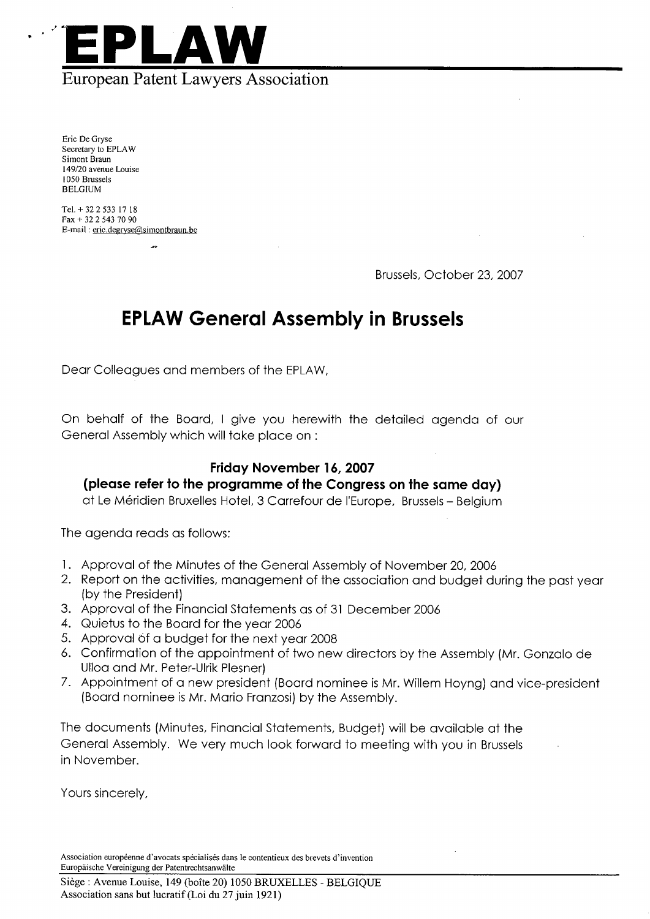# EPLAW

European Patent Lawyers Association

Eric De Gryse
Secretary to EPLAW
Simont Braun
149/20 avenue Louise
1050 Brussels
BELGIUM

Tel. + 32 2 533 17 18
Fax + 32 2 543 70 90
E-mail : eric.degryse@simontbraun.be

Brussels, October 23, 2007

## EPLAW General Assembly in Brussels

Dear Colleagues and members of the EPLAW,

On behalf of the Board, I give you herewith the detailed agenda of our General Assembly which will take place on :

**Friday November 16, 2007**
**(please refer to the programme of the Congress on the same day)**
at Le Méridien Bruxelles Hotel, 3 Carrefour de l'Europe, Brussels – Belgium

The agenda reads as follows:

1. Approval of the Minutes of the General Assembly of November 20, 2006
2. Report on the activities, management of the association and budget during the past year (by the President)
3. Approval of the Financial Statements as of 31 December 2006
4. Quietus to the Board for the year 2006
5. Approval of a budget for the next year 2008
6. Confirmation of the appointment of two new directors by the Assembly (Mr. Gonzalo de Ulloa and Mr. Peter-Ulrik Plesner)
7. Appointment of a new president (Board nominee is Mr. Willem Hoyng) and vice-president (Board nominee is Mr. Mario Franzosi) by the Assembly.

The documents (Minutes, Financial Statements, Budget) will be available at the General Assembly. We very much look forward to meeting with you in Brussels in November.

Yours sincerely,

Association européenne d'avocats spécialisés dans le contentieux des brevets d'invention
Europäische Vereinigung der Patentrechtsanwälte

Siège : Avenue Louise, 149 (boîte 20) 1050 BRUXELLES - BELGIQUE
Association sans but lucratif (Loi du 27 juin 1921)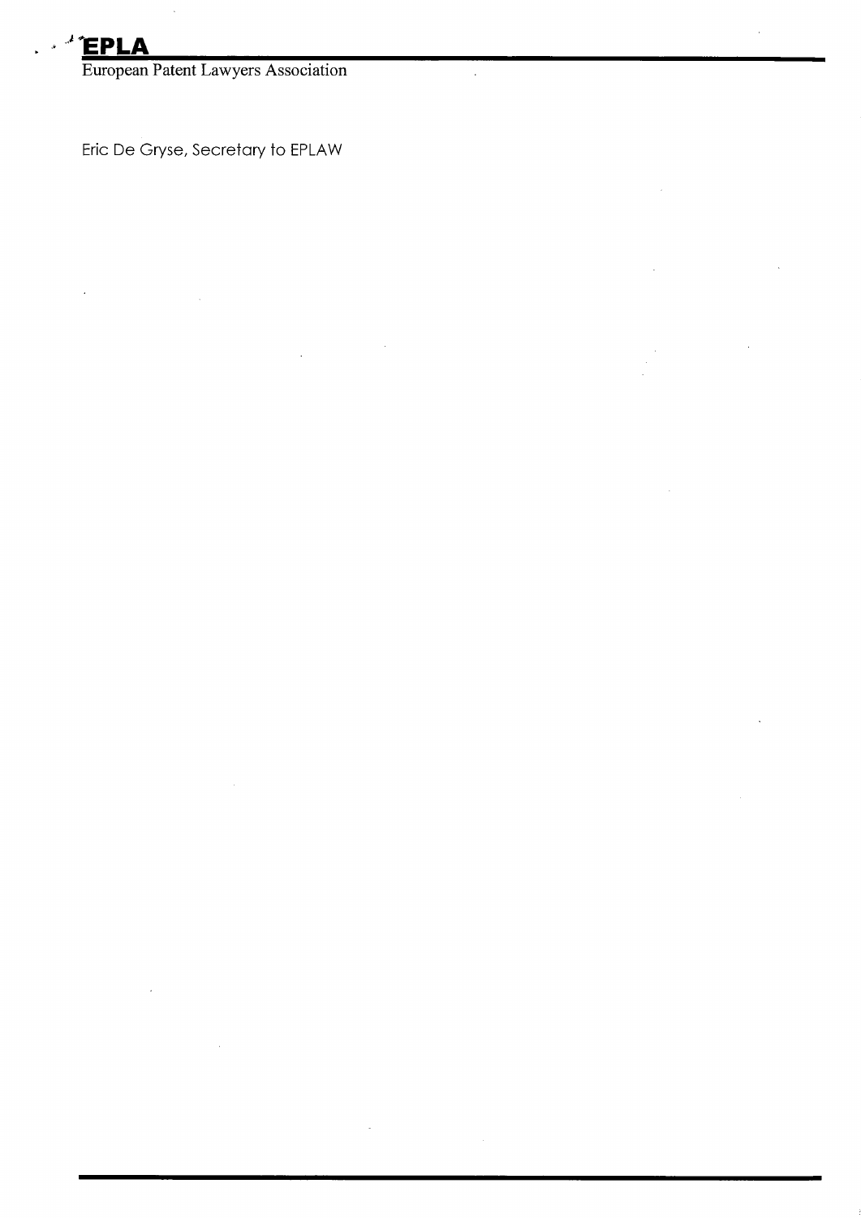Eric De Gryse, Secretary to EPLAW